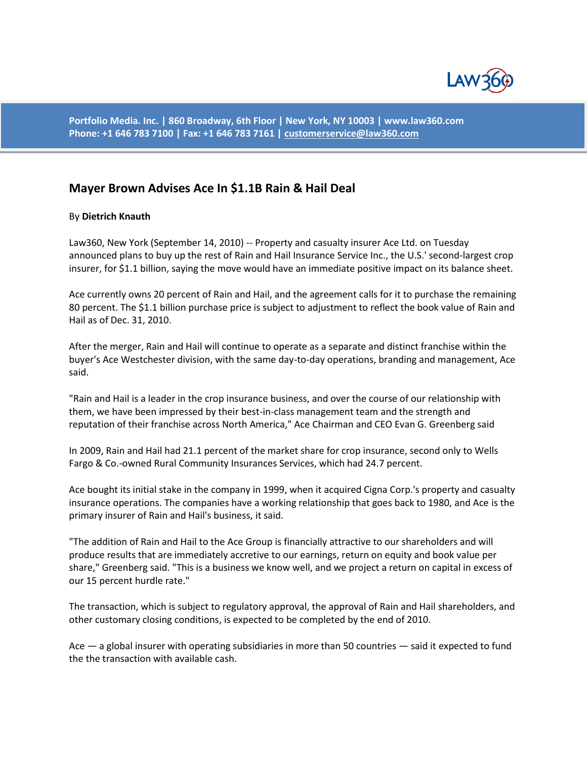Portfolio Media. Inc. | 860 Broadway, 6th Floor | New York, NY 10003 | www.law360.com
Phone: +1 646 783 7100 | Fax: +1 646 783 7161 | customerservice@law360.com

## Mayer Brown Advises Ace In $1.1B Rain & Hail Deal

By **Dietrich Knauth**

Law360, New York (September 14, 2010) -- Property and casualty insurer Ace Ltd. on Tuesday announced plans to buy up the rest of Rain and Hail Insurance Service Inc., the U.S.' second-largest crop insurer, for $1.1 billion, saying the move would have an immediate positive impact on its balance sheet.

Ace currently owns 20 percent of Rain and Hail, and the agreement calls for it to purchase the remaining 80 percent. The $1.1 billion purchase price is subject to adjustment to reflect the book value of Rain and Hail as of Dec. 31, 2010.

After the merger, Rain and Hail will continue to operate as a separate and distinct franchise within the buyer's Ace Westchester division, with the same day-to-day operations, branding and management, Ace said.

"Rain and Hail is a leader in the crop insurance business, and over the course of our relationship with them, we have been impressed by their best-in-class management team and the strength and reputation of their franchise across North America," Ace Chairman and CEO Evan G. Greenberg said

In 2009, Rain and Hail had 21.1 percent of the market share for crop insurance, second only to Wells Fargo & Co.-owned Rural Community Insurances Services, which had 24.7 percent.

Ace bought its initial stake in the company in 1999, when it acquired Cigna Corp.'s property and casualty insurance operations. The companies have a working relationship that goes back to 1980, and Ace is the primary insurer of Rain and Hail's business, it said.

"The addition of Rain and Hail to the Ace Group is financially attractive to our shareholders and will produce results that are immediately accretive to our earnings, return on equity and book value per share," Greenberg said. "This is a business we know well, and we project a return on capital in excess of our 15 percent hurdle rate."

The transaction, which is subject to regulatory approval, the approval of Rain and Hail shareholders, and other customary closing conditions, is expected to be completed by the end of 2010.

Ace — a global insurer with operating subsidiaries in more than 50 countries — said it expected to fund the the transaction with available cash.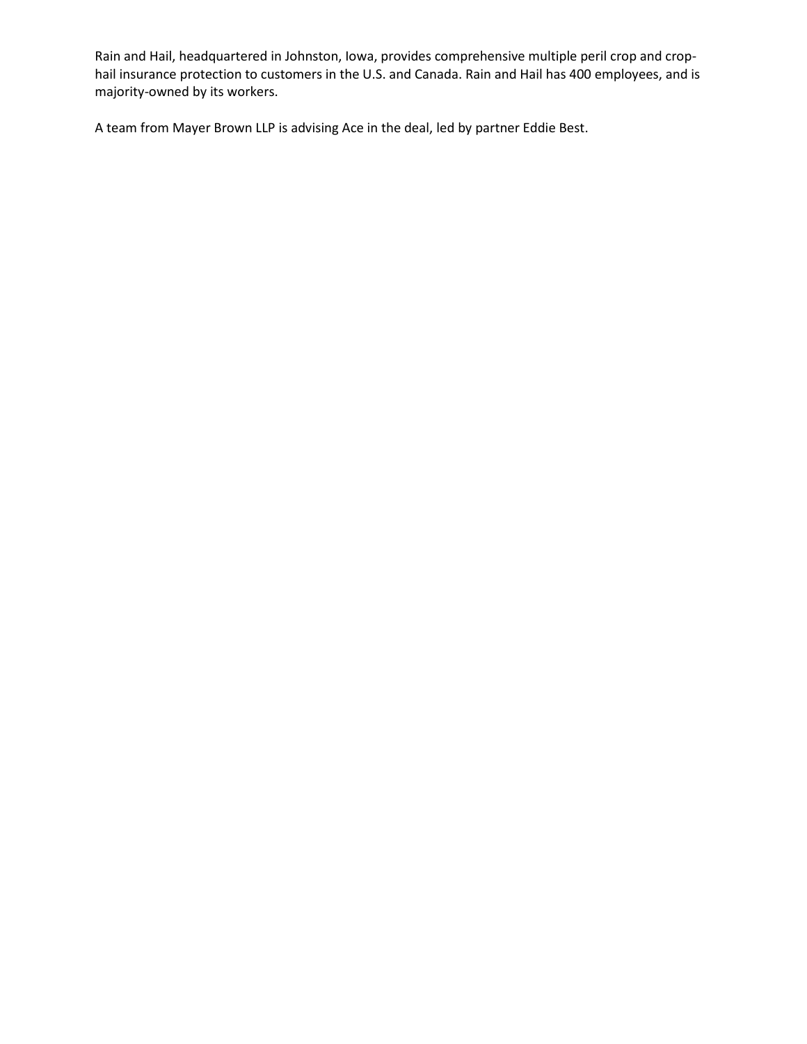Rain and Hail, headquartered in Johnston, Iowa, provides comprehensive multiple peril crop and crop-hail insurance protection to customers in the U.S. and Canada. Rain and Hail has 400 employees, and is majority-owned by its workers.

A team from Mayer Brown LLP is advising Ace in the deal, led by partner Eddie Best.